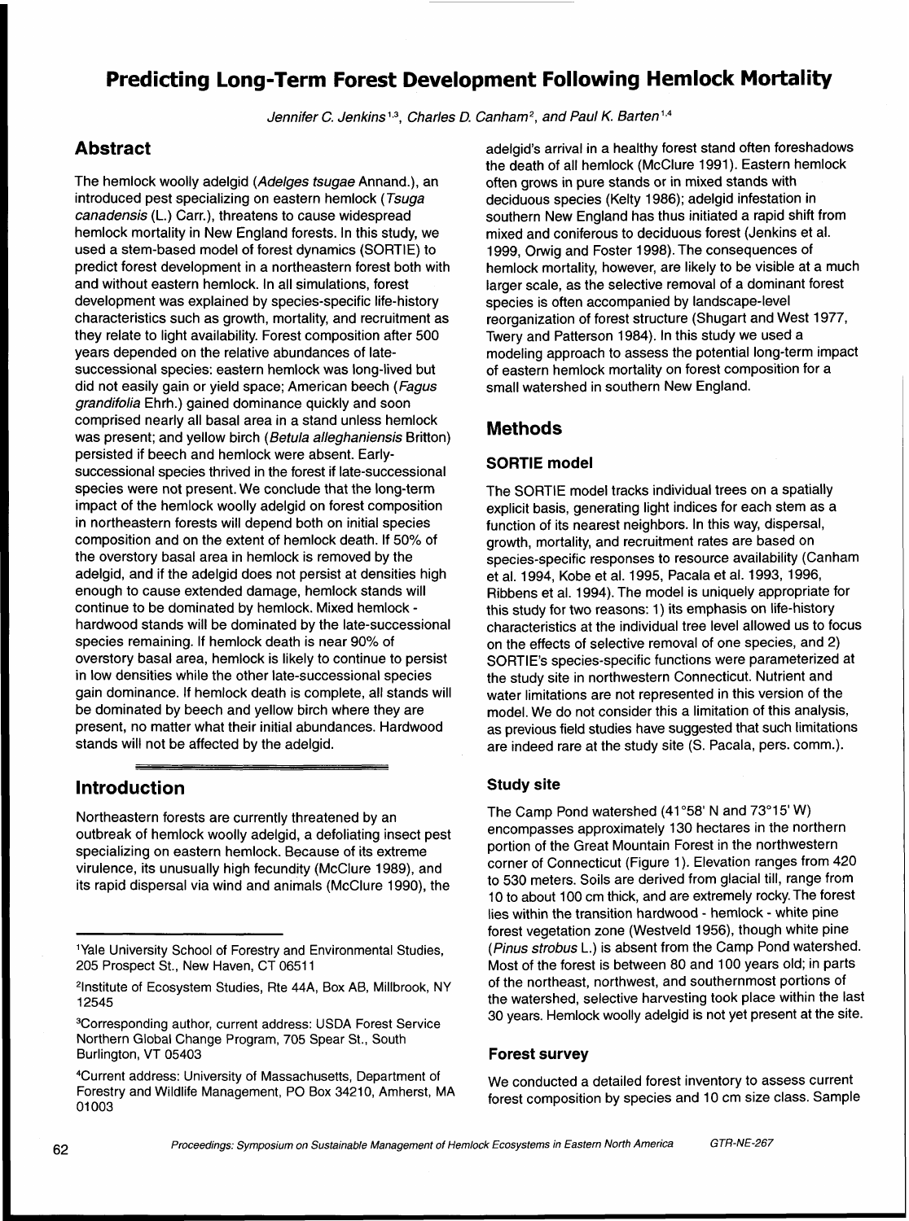# Predicting Long-Term Forest Development Following Hemlock Mortality

*Jennifer C. Jenkins*[1,3], *Charles D. Canham*[2], *and Paul K. Barten*[1,4]

## Abstract

The hemlock woolly adelgid (*Adelges tsugae* Annand.), an introduced pest specializing on eastern hemlock (*Tsuga canadensis* (L.) Carr.), threatens to cause widespread hemlock mortality in New England forests. In this study, we used a stem-based model of forest dynamics (SORTIE) to predict forest development in a northeastern forest both with and without eastern hemlock. In all simulations, forest development was explained by species-specific life-history characteristics such as growth, mortality, and recruitment as they relate to light availability. Forest composition after 500 years depended on the relative abundances of late-successional species: eastern hemlock was long-lived but did not easily gain or yield space; American beech (*Fagus grandifolia* Ehrh.) gained dominance quickly and soon comprised nearly all basal area in a stand unless hemlock was present; and yellow birch (*Betula alleghaniensis* Britton) persisted if beech and hemlock were absent. Early-successional species thrived in the forest if late-successional species were not present. We conclude that the long-term impact of the hemlock woolly adelgid on forest composition in northeastern forests will depend both on initial species composition and on the extent of hemlock death. If 50% of the overstory basal area in hemlock is removed by the adelgid, and if the adelgid does not persist at densities high enough to cause extended damage, hemlock stands will continue to be dominated by hemlock. Mixed hemlock - hardwood stands will be dominated by the late-successional species remaining. If hemlock death is near 90% of overstory basal area, hemlock is likely to continue to persist in low densities while the other late-successional species gain dominance. If hemlock death is complete, all stands will be dominated by beech and yellow birch where they are present, no matter what their initial abundances. Hardwood stands will not be affected by the adelgid.

## Introduction

Northeastern forests are currently threatened by an outbreak of hemlock woolly adelgid, a defoliating insect pest specializing on eastern hemlock. Because of its extreme virulence, its unusually high fecundity (McClure 1989), and its rapid dispersal via wind and animals (McClure 1990), the adelgid's arrival in a healthy forest stand often foreshadows the death of all hemlock (McClure 1991). Eastern hemlock often grows in pure stands or in mixed stands with deciduous species (Kelty 1986); adelgid infestation in southern New England has thus initiated a rapid shift from mixed and coniferous to deciduous forest (Jenkins et al. 1999, Orwig and Foster 1998). The consequences of hemlock mortality, however, are likely to be visible at a much larger scale, as the selective removal of a dominant forest species is often accompanied by landscape-level reorganization of forest structure (Shugart and West 1977, Twery and Patterson 1984). In this study we used a modeling approach to assess the potential long-term impact of eastern hemlock mortality on forest composition for a small watershed in southern New England.

## Methods

### SORTIE model

The SORTIE model tracks individual trees on a spatially explicit basis, generating light indices for each stem as a function of its nearest neighbors. In this way, dispersal, growth, mortality, and recruitment rates are based on species-specific responses to resource availability (Canham et al. 1994, Kobe et al. 1995, Pacala et al. 1993, 1996, Ribbens et al. 1994). The model is uniquely appropriate for this study for two reasons: 1) its emphasis on life-history characteristics at the individual tree level allowed us to focus on the effects of selective removal of one species, and 2) SORTIE's species-specific functions were parameterized at the study site in northwestern Connecticut. Nutrient and water limitations are not represented in this version of the model. We do not consider this a limitation of this analysis, as previous field studies have suggested that such limitations are indeed rare at the study site (S. Pacala, pers. comm.).

### Study site

The Camp Pond watershed (41°58' N and 73°15' W) encompasses approximately 130 hectares in the northern portion of the Great Mountain Forest in the northwestern corner of Connecticut (Figure 1). Elevation ranges from 420 to 530 meters. Soils are derived from glacial till, range from 10 to about 100 cm thick, and are extremely rocky. The forest lies within the transition hardwood - hemlock - white pine forest vegetation zone (Westveld 1956), though white pine (*Pinus strobus* L.) is absent from the Camp Pond watershed. Most of the forest is between 80 and 100 years old; in parts of the northeast, northwest, and southernmost portions of the watershed, selective harvesting took place within the last 30 years. Hemlock woolly adelgid is not yet present at the site.

### Forest survey

We conducted a detailed forest inventory to assess current forest composition by species and 10 cm size class. Sample

---

[1]Yale University School of Forestry and Environmental Studies, 205 Prospect St., New Haven, CT 06511

[2]Institute of Ecosystem Studies, Rte 44A, Box AB, Millbrook, NY 12545

[3]Corresponding author, current address: USDA Forest Service Northern Global Change Program, 705 Spear St., South Burlington, VT 05403

[4]Current address: University of Massachusetts, Department of Forestry and Wildlife Management, PO Box 34210, Amherst, MA 01003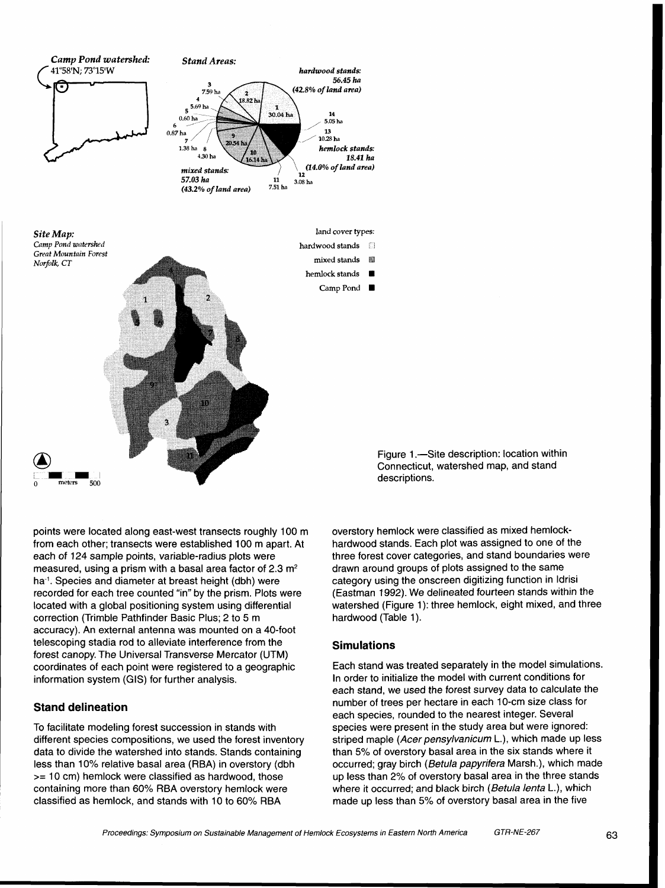Figure 1.—Site description: location within Connecticut, watershed map, and stand descriptions.

points were located along east-west transects roughly 100 m from each other; transects were established 100 m apart. At each of 124 sample points, variable-radius plots were measured, using a prism with a basal area factor of 2.3 $m^2$ $ha^{-1}$. Species and diameter at breast height (dbh) were recorded for each tree counted "in" by the prism. Plots were located with a global positioning system using differential correction (Trimble Pathfinder Basic Plus; 2 to 5 m accuracy). An external antenna was mounted on a 40-foot telescoping stadia rod to alleviate interference from the forest canopy. The Universal Transverse Mercator (UTM) coordinates of each point were registered to a geographic information system (GIS) for further analysis.

## Stand delineation

To facilitate modeling forest succession in stands with different species compositions, we used the forest inventory data to divide the watershed into stands. Stands containing less than 10% relative basal area (RBA) in overstory (dbh >= 10 cm) hemlock were classified as hardwood, those containing more than 60% RBA overstory hemlock were classified as hemlock, and stands with 10 to 60% RBA overstory hemlock were classified as mixed hemlock-hardwood stands. Each plot was assigned to one of the three forest cover categories, and stand boundaries were drawn around groups of plots assigned to the same category using the onscreen digitizing function in Idrisi (Eastman 1992). We delineated fourteen stands within the watershed (Figure 1): three hemlock, eight mixed, and three hardwood (Table 1).

## Simulations

Each stand was treated separately in the model simulations. In order to initialize the model with current conditions for each stand, we used the forest survey data to calculate the number of trees per hectare in each 10-cm size class for each species, rounded to the nearest integer. Several species were present in the study area but were ignored: striped maple (*Acer pensylvanicum* L.), which made up less than 5% of overstory basal area in the six stands where it occurred; gray birch (*Betula papyrifera* Marsh.), which made up less than 2% of overstory basal area in the three stands where it occurred; and black birch (*Betula lenta* L.), which made up less than 5% of overstory basal area in the five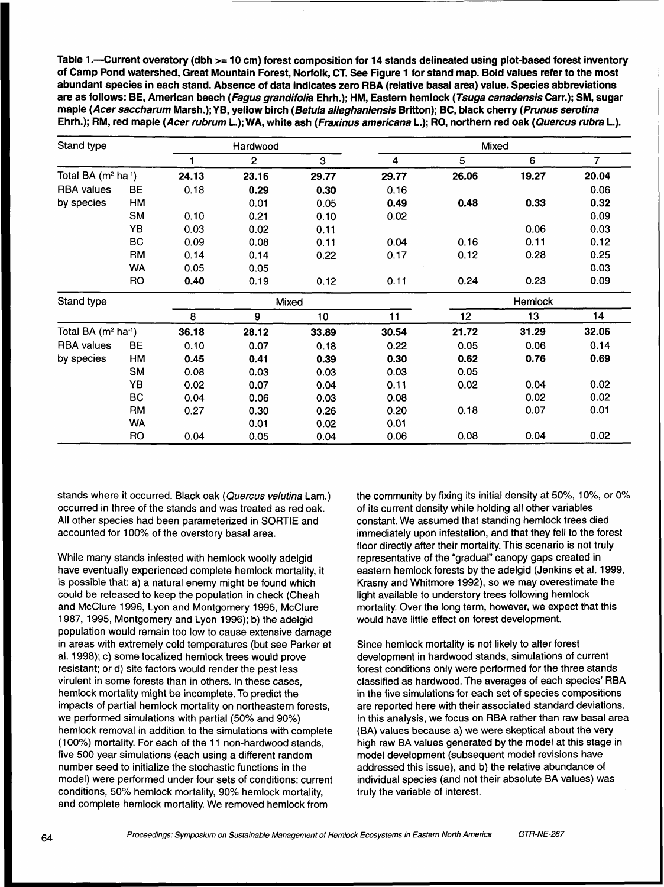**Table 1.—Current overstory (dbh >= 10 cm) forest composition for 14 stands delineated using plot-based forest inventory of Camp Pond watershed, Great Mountain Forest, Norfolk, CT. See Figure 1 for stand map. Bold values refer to the most abundant species in each stand. Absence of data indicates zero RBA (relative basal area) value. Species abbreviations are as follows: BE, American beech (*Fagus grandifolia* Ehrh.); HM, Eastern hemlock (*Tsuga canadensis* Carr.); SM, sugar maple (*Acer saccharum* Marsh.); YB, yellow birch (*Betula alleghaniensis* Britton); BC, black cherry (*Prunus serotina* Ehrh.); RM, red maple (*Acer rubrum* L.); WA, white ash (*Fraxinus americana* L.); RO, northern red oak (*Quercus rubra* L.).**

| Stand type | | Hardwood | | | Mixed | | | |
|---|---|---|---|---|---|---|---|---|
| | | 1 | 2 | 3 | 4 | 5 | 6 | 7 |
| Total BA ($m^2$ $ha^{-1}$) | | **24.13** | **23.16** | **29.77** | **29.77** | **26.06** | **19.27** | **20.04** |
| RBA values | BE | 0.18 | **0.29** | **0.30** | 0.16 | | | 0.06 |
| by species | HM | | 0.01 | 0.05 | **0.49** | **0.48** | **0.33** | **0.32** |
| | SM | 0.10 | 0.21 | 0.10 | 0.02 | | | 0.09 |
| | YB | 0.03 | 0.02 | 0.11 | | | 0.06 | 0.03 |
| | BC | 0.09 | 0.08 | 0.11 | 0.04 | 0.16 | 0.11 | 0.12 |
| | RM | 0.14 | 0.14 | 0.22 | 0.17 | 0.12 | 0.28 | 0.25 |
| | WA | 0.05 | 0.05 | | | | | 0.03 |
| | RO | **0.40** | 0.19 | 0.12 | 0.11 | 0.24 | 0.23 | 0.09 |

| Stand type | | Mixed | | | | Hemlock | | |
|---|---|---|---|---|---|---|---|---|
| | | 8 | 9 | 10 | 11 | 12 | 13 | 14 |
| Total BA ($m^2$ $ha^{-1}$) | | **36.18** | **28.12** | **33.89** | **30.54** | **21.72** | **31.29** | **32.06** |
| RBA values | BE | 0.10 | 0.07 | 0.18 | 0.22 | 0.05 | 0.06 | 0.14 |
| by species | HM | **0.45** | **0.41** | **0.39** | **0.30** | **0.62** | **0.76** | **0.69** |
| | SM | 0.08 | 0.03 | 0.03 | 0.03 | 0.05 | | |
| | YB | 0.02 | 0.07 | 0.04 | 0.11 | 0.02 | 0.04 | 0.02 |
| | BC | 0.04 | 0.06 | 0.03 | 0.08 | | 0.02 | 0.02 |
| | RM | 0.27 | 0.30 | 0.26 | 0.20 | 0.18 | 0.07 | 0.01 |
| | WA | | 0.01 | 0.02 | 0.01 | | | |
| | RO | 0.04 | 0.05 | 0.04 | 0.06 | 0.08 | 0.04 | 0.02 |

stands where it occurred. Black oak (*Quercus velutina* Lam.) occurred in three of the stands and was treated as red oak. All other species had been parameterized in SORTIE and accounted for 100% of the overstory basal area.

While many stands infested with hemlock woolly adelgid have eventually experienced complete hemlock mortality, it is possible that: a) a natural enemy might be found which could be released to keep the population in check (Cheah and McClure 1996, Lyon and Montgomery 1995, McClure 1987, 1995, Montgomery and Lyon 1996); b) the adelgid population would remain too low to cause extensive damage in areas with extremely cold temperatures (but see Parker et al. 1998); c) some localized hemlock trees would prove resistant; or d) site factors would render the pest less virulent in some forests than in others. In these cases, hemlock mortality might be incomplete. To predict the impacts of partial hemlock mortality on northeastern forests, we performed simulations with partial (50% and 90%) hemlock removal in addition to the simulations with complete (100%) mortality. For each of the 11 non-hardwood stands, five 500 year simulations (each using a different random number seed to initialize the stochastic functions in the model) were performed under four sets of conditions: current conditions, 50% hemlock mortality, 90% hemlock mortality, and complete hemlock mortality. We removed hemlock from the community by fixing its initial density at 50%, 10%, or 0% of its current density while holding all other variables constant. We assumed that standing hemlock trees died immediately upon infestation, and that they fell to the forest floor directly after their mortality. This scenario is not truly representative of the "gradual" canopy gaps created in eastern hemlock forests by the adelgid (Jenkins et al. 1999, Krasny and Whitmore 1992), so we may overestimate the light available to understory trees following hemlock mortality. Over the long term, however, we expect that this would have little effect on forest development.

Since hemlock mortality is not likely to alter forest development in hardwood stands, simulations of current forest conditions only were performed for the three stands classified as hardwood. The averages of each species' RBA in the five simulations for each set of species compositions are reported here with their associated standard deviations. In this analysis, we focus on RBA rather than raw basal area (BA) values because a) we were skeptical about the very high raw BA values generated by the model at this stage in model development (subsequent model revisions have addressed this issue), and b) the relative abundance of individual species (and not their absolute BA values) was truly the variable of interest.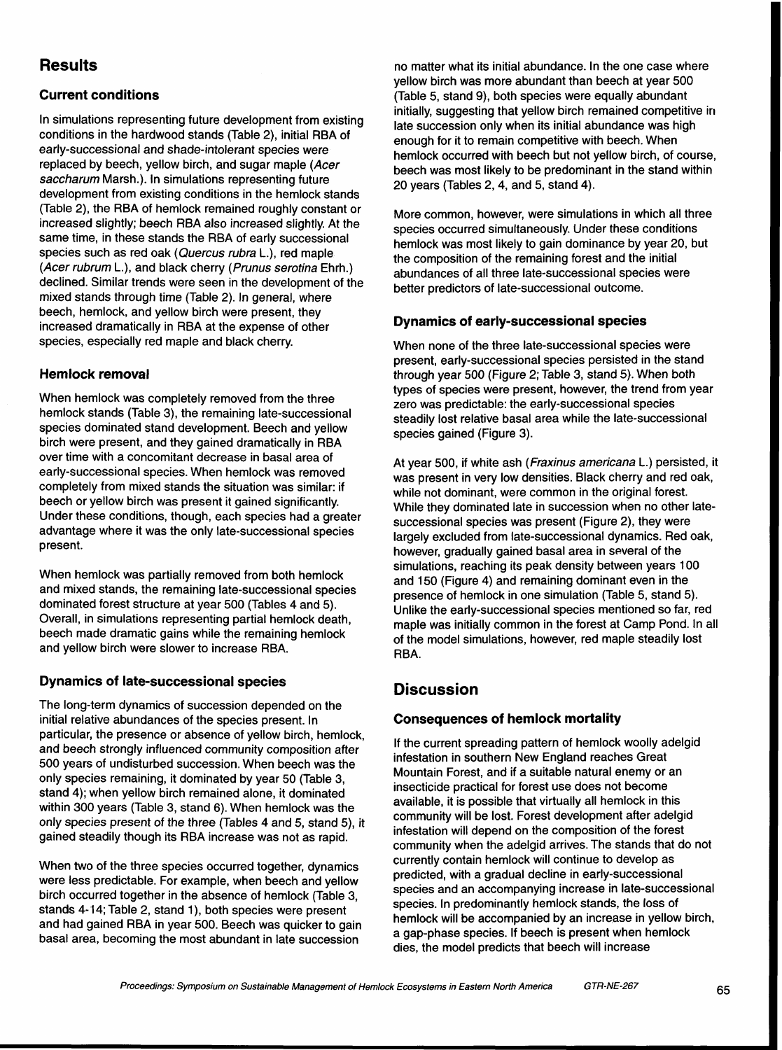## Results

### Current conditions

In simulations representing future development from existing conditions in the hardwood stands (Table 2), initial RBA of early-successional and shade-intolerant species were replaced by beech, yellow birch, and sugar maple (*Acer saccharum* Marsh.). In simulations representing future development from existing conditions in the hemlock stands (Table 2), the RBA of hemlock remained roughly constant or increased slightly; beech RBA also increased slightly. At the same time, in these stands the RBA of early successional species such as red oak (*Quercus rubra* L.), red maple (*Acer rubrum* L.), and black cherry (*Prunus serotina* Ehrh.) declined. Similar trends were seen in the development of the mixed stands through time (Table 2). In general, where beech, hemlock, and yellow birch were present, they increased dramatically in RBA at the expense of other species, especially red maple and black cherry.

### Hemlock removal

When hemlock was completely removed from the three hemlock stands (Table 3), the remaining late-successional species dominated stand development. Beech and yellow birch were present, and they gained dramatically in RBA over time with a concomitant decrease in basal area of early-successional species. When hemlock was removed completely from mixed stands the situation was similar: if beech or yellow birch was present it gained significantly. Under these conditions, though, each species had a greater advantage where it was the only late-successional species present.

When hemlock was partially removed from both hemlock and mixed stands, the remaining late-successional species dominated forest structure at year 500 (Tables 4 and 5). Overall, in simulations representing partial hemlock death, beech made dramatic gains while the remaining hemlock and yellow birch were slower to increase RBA.

### Dynamics of late-successional species

The long-term dynamics of succession depended on the initial relative abundances of the species present. In particular, the presence or absence of yellow birch, hemlock, and beech strongly influenced community composition after 500 years of undisturbed succession. When beech was the only species remaining, it dominated by year 50 (Table 3, stand 4); when yellow birch remained alone, it dominated within 300 years (Table 3, stand 6). When hemlock was the only species present of the three (Tables 4 and 5, stand 5), it gained steadily though its RBA increase was not as rapid.

When two of the three species occurred together, dynamics were less predictable. For example, when beech and yellow birch occurred together in the absence of hemlock (Table 3, stands 4-14; Table 2, stand 1), both species were present and had gained RBA in year 500. Beech was quicker to gain basal area, becoming the most abundant in late succession no matter what its initial abundance. In the one case where yellow birch was more abundant than beech at year 500 (Table 5, stand 9), both species were equally abundant initially, suggesting that yellow birch remained competitive in late succession only when its initial abundance was high enough for it to remain competitive with beech. When hemlock occurred with beech but not yellow birch, of course, beech was most likely to be predominant in the stand within 20 years (Tables 2, 4, and 5, stand 4).

More common, however, were simulations in which all three species occurred simultaneously. Under these conditions hemlock was most likely to gain dominance by year 20, but the composition of the remaining forest and the initial abundances of all three late-successional species were better predictors of late-successional outcome.

### Dynamics of early-successional species

When none of the three late-successional species were present, early-successional species persisted in the stand through year 500 (Figure 2; Table 3, stand 5). When both types of species were present, however, the trend from year zero was predictable: the early-successional species steadily lost relative basal area while the late-successional species gained (Figure 3).

At year 500, if white ash (*Fraxinus americana* L.) persisted, it was present in very low densities. Black cherry and red oak, while not dominant, were common in the original forest. While they dominated late in succession when no other late-successional species was present (Figure 2), they were largely excluded from late-successional dynamics. Red oak, however, gradually gained basal area in several of the simulations, reaching its peak density between years 100 and 150 (Figure 4) and remaining dominant even in the presence of hemlock in one simulation (Table 5, stand 5). Unlike the early-successional species mentioned so far, red maple was initially common in the forest at Camp Pond. In all of the model simulations, however, red maple steadily lost RBA.

## Discussion

### Consequences of hemlock mortality

If the current spreading pattern of hemlock woolly adelgid infestation in southern New England reaches Great Mountain Forest, and if a suitable natural enemy or an insecticide practical for forest use does not become available, it is possible that virtually all hemlock in this community will be lost. Forest development after adelgid infestation will depend on the composition of the forest community when the adelgid arrives. The stands that do not currently contain hemlock will continue to develop as predicted, with a gradual decline in early-successional species and an accompanying increase in late-successional species. In predominantly hemlock stands, the loss of hemlock will be accompanied by an increase in yellow birch, a gap-phase species. If beech is present when hemlock dies, the model predicts that beech will increase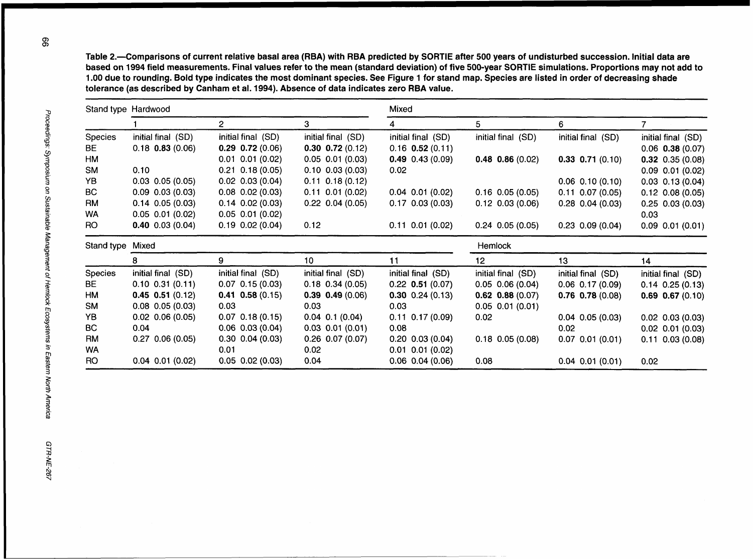**Table 2.—Comparisons of current relative basal area (RBA) with RBA predicted by SORTIE after 500 years of undisturbed succession. Initial data are based on 1994 field measurements. Final values refer to the mean (standard deviation) of five 500-year SORTIE simulations. Proportions may not add to 1.00 due to rounding. Bold type indicates the most dominant species. See Figure 1 for stand map. Species are listed in order of decreasing shade tolerance (as described by Canham et al. 1994). Absence of data indicates zero RBA value.**

| Stand type | Hardwood | | | Mixed | | | |
|---|---|---|---|---|---|---|---|
| | 1 | 2 | 3 | 4 | 5 | 6 | 7 |
| Species | initial final (SD) | initial final (SD) | initial final (SD) | initial final (SD) | initial final (SD) | initial final (SD) | initial final (SD) |
| BE | 0.18 **0.83** (0.06) | **0.29 0.72** (0.06) | **0.30 0.72** (0.12) | 0.16 **0.52** (0.11) | | | 0.06 **0.38** (0.07) |
| HM | | 0.01 0.01 (0.02) | 0.05 0.01 (0.03) | **0.49** 0.43 (0.09) | **0.48 0.86** (0.02) | **0.33 0.71** (0.10) | **0.32** 0.35 (0.08) |
| SM | 0.10 | 0.21 0.18 (0.05) | 0.10 0.03 (0.03) | 0.02 | | | 0.09 0.01 (0.02) |
| YB | 0.03 0.05 (0.05) | 0.02 0.03 (0.04) | 0.11 0.18 (0.12) | | | 0.06 0.10 (0.10) | 0.03 0.13 (0.04) |
| BC | 0.09 0.03 (0.03) | 0.08 0.02 (0.03) | 0.11 0.01 (0.02) | 0.04 0.01 (0.02) | 0.16 0.05 (0.05) | 0.11 0.07 (0.05) | 0.12 0.08 (0.05) |
| RM | 0.14 0.05 (0.03) | 0.14 0.02 (0.03) | 0.22 0.04 (0.05) | 0.17 0.03 (0.03) | 0.12 0.03 (0.06) | 0.28 0.04 (0.03) | 0.25 0.03 (0.03) |
| WA | 0.05 0.01 (0.02) | 0.05 0.01 (0.02) | | | | | 0.03 |
| RO | **0.40** 0.03 (0.04) | 0.19 0.02 (0.04) | 0.12 | 0.11 0.01 (0.02) | 0.24 0.05 (0.05) | 0.23 0.09 (0.04) | 0.09 0.01 (0.01) |

| Stand type | Mixed | | | | Hemlock | | |
|---|---|---|---|---|---|---|---|
| | 8 | 9 | 10 | 11 | 12 | 13 | 14 |
| Species | initial final (SD) | initial final (SD) | initial final (SD) | initial final (SD) | initial final (SD) | initial final (SD) | initial final (SD) |
| BE | 0.10 0.31 (0.11) | 0.07 0.15 (0.03) | 0.18 0.34 (0.05) | 0.22 **0.51** (0.07) | 0.05 0.06 (0.04) | 0.06 0.17 (0.09) | 0.14 0.25 (0.13) |
| HM | **0.45 0.51** (0.12) | **0.41 0.58** (0.15) | **0.39 0.49** (0.06) | **0.30** 0.24 (0.13) | **0.62 0.88** (0.07) | **0.76 0.78** (0.08) | **0.69 0.67** (0.10) |
| SM | 0.08 0.05 (0.03) | 0.03 | 0.03 | 0.03 | 0.05 0.01 (0.01) | | |
| YB | 0.02 0.06 (0.05) | 0.07 0.18 (0.15) | 0.04 0.1 (0.04) | 0.11 0.17 (0.09) | 0.02 | 0.04 0.05 (0.03) | 0.02 0.03 (0.03) |
| BC | 0.04 | 0.06 0.03 (0.04) | 0.03 0.01 (0.01) | 0.08 | | 0.02 | 0.02 0.01 (0.03) |
| RM | 0.27 0.06 (0.05) | 0.30 0.04 (0.03) | 0.26 0.07 (0.07) | 0.20 0.03 (0.04) | 0.18 0.05 (0.08) | 0.07 0.01 (0.01) | 0.11 0.03 (0.08) |
| WA | | 0.01 | 0.02 | 0.01 0.01 (0.02) | | | |
| RO | 0.04 0.01 (0.02) | 0.05 0.02 (0.03) | 0.04 | 0.06 0.04 (0.06) | 0.08 | 0.04 0.01 (0.01) | 0.02 |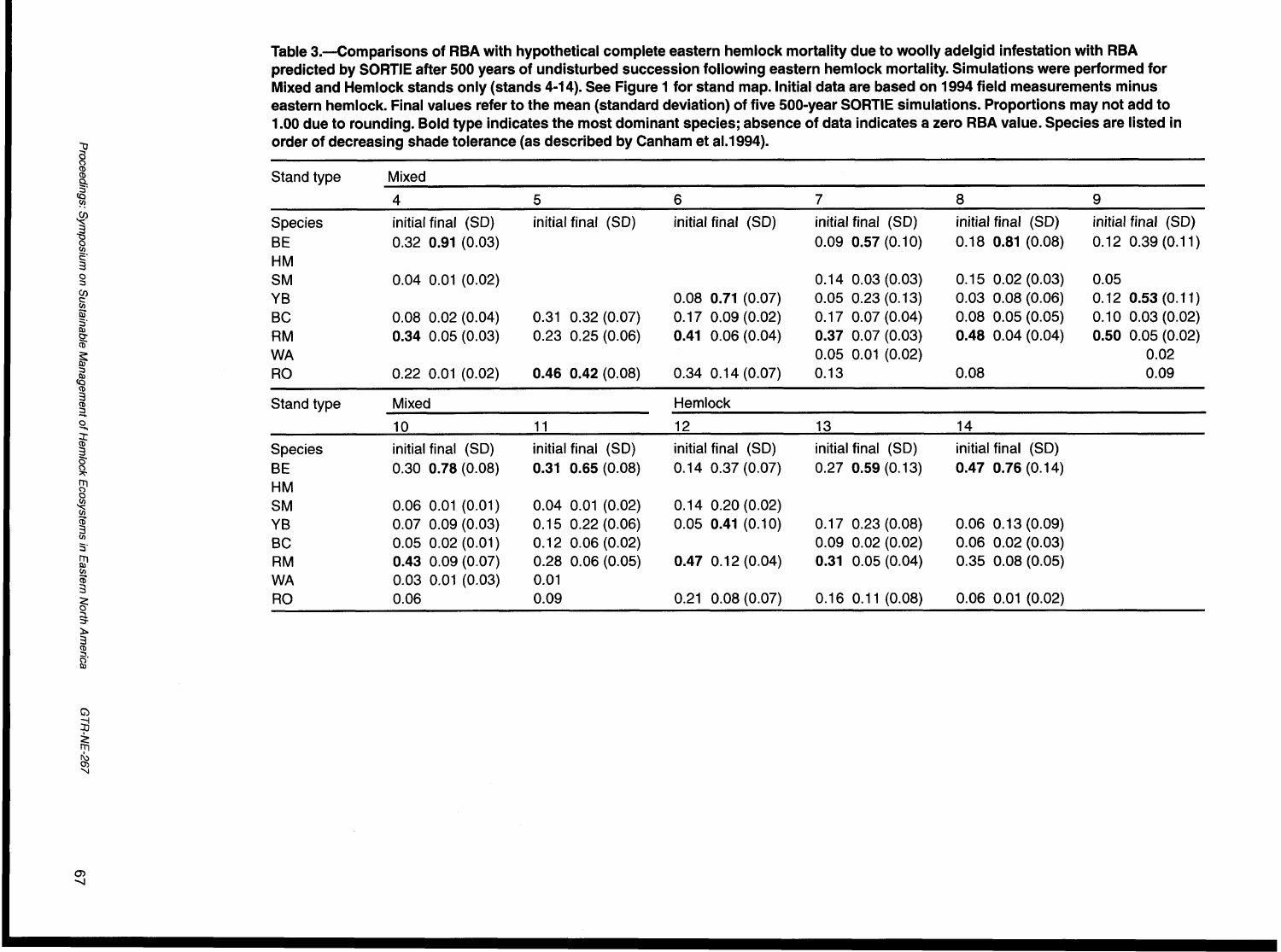**Table 3.—Comparisons of RBA with hypothetical complete eastern hemlock mortality due to woolly adelgid infestation with RBA predicted by SORTIE after 500 years of undisturbed succession following eastern hemlock mortality. Simulations were performed for Mixed and Hemlock stands only (stands 4-14). See Figure 1 for stand map. Initial data are based on 1994 field measurements minus eastern hemlock. Final values refer to the mean (standard deviation) of five 500-year SORTIE simulations. Proportions may not add to 1.00 due to rounding. Bold type indicates the most dominant species; absence of data indicates a zero RBA value. Species are listed in order of decreasing shade tolerance (as described by Canham et al.1994).**

| Stand type | Mixed | | | | | | | | | | | |
|---|---|---|---|---|---|---|---|---|---|---|---|---|
| | 4 | | 5 | | 6 | | 7 | | 8 | | 9 | |
| Species | initial | final (SD) | initial | final (SD) | initial | final (SD) | initial | final (SD) | initial | final (SD) | initial | final (SD) |
| BE | 0.32 | **0.91** (0.03) | | | | | 0.09 | **0.57** (0.10) | 0.18 | **0.81** (0.08) | 0.12 | 0.39 (0.11) |
| HM | | | | | | | | | | | | |
| SM | 0.04 | 0.01 (0.02) | | | | | 0.14 | 0.03 (0.03) | 0.15 | 0.02 (0.03) | 0.05 | |
| YB | | | | | 0.08 | **0.71** (0.07) | 0.05 | 0.23 (0.13) | 0.03 | 0.08 (0.06) | 0.12 | **0.53** (0.11) |
| BC | 0.08 | 0.02 (0.04) | 0.31 | 0.32 (0.07) | 0.17 | 0.09 (0.02) | 0.17 | 0.07 (0.04) | 0.08 | 0.05 (0.05) | 0.10 | 0.03 (0.02) |
| RM | **0.34** | 0.05 (0.03) | 0.23 | 0.25 (0.06) | **0.41** | 0.06 (0.04) | **0.37** | 0.07 (0.03) | **0.48** | 0.04 (0.04) | **0.50** | 0.05 (0.02) |
| WA | | | | | | | 0.05 | 0.01 (0.02) | | | 0.02 | |
| RO | 0.22 | 0.01 (0.02) | **0.46** | **0.42** (0.08) | 0.34 | 0.14 (0.07) | 0.13 | | 0.08 | | 0.09 | |

| Stand type | Mixed | | | | Hemlock | | | | | |
|---|---|---|---|---|---|---|---|---|---|---|
| | 10 | | 11 | | 12 | | 13 | | 14 | |
| Species | initial | final (SD) | initial | final (SD) | initial | final (SD) | initial | final (SD) | initial | final (SD) |
| BE | 0.30 | **0.78** (0.08) | **0.31** | **0.65** (0.08) | 0.14 | 0.37 (0.07) | 0.27 | **0.59** (0.13) | **0.47** | **0.76** (0.14) |
| HM | | | | | | | | | | |
| SM | 0.06 | 0.01 (0.01) | 0.04 | 0.01 (0.02) | 0.14 | 0.20 (0.02) | | | | |
| YB | 0.07 | 0.09 (0.03) | 0.15 | 0.22 (0.06) | 0.05 | **0.41** (0.10) | 0.17 | 0.23 (0.08) | 0.06 | 0.13 (0.09) |
| BC | 0.05 | 0.02 (0.01) | 0.12 | 0.06 (0.02) | | | 0.09 | 0.02 (0.02) | 0.06 | 0.02 (0.03) |
| RM | **0.43** | 0.09 (0.07) | 0.28 | 0.06 (0.05) | **0.47** | 0.12 (0.04) | **0.31** | 0.05 (0.04) | 0.35 | 0.08 (0.05) |
| WA | 0.03 | 0.01 (0.03) | 0.01 | | | | | | | |
| RO | 0.06 | | 0.09 | | 0.21 | 0.08 (0.07) | 0.16 | 0.11 (0.08) | 0.06 | 0.01 (0.02) |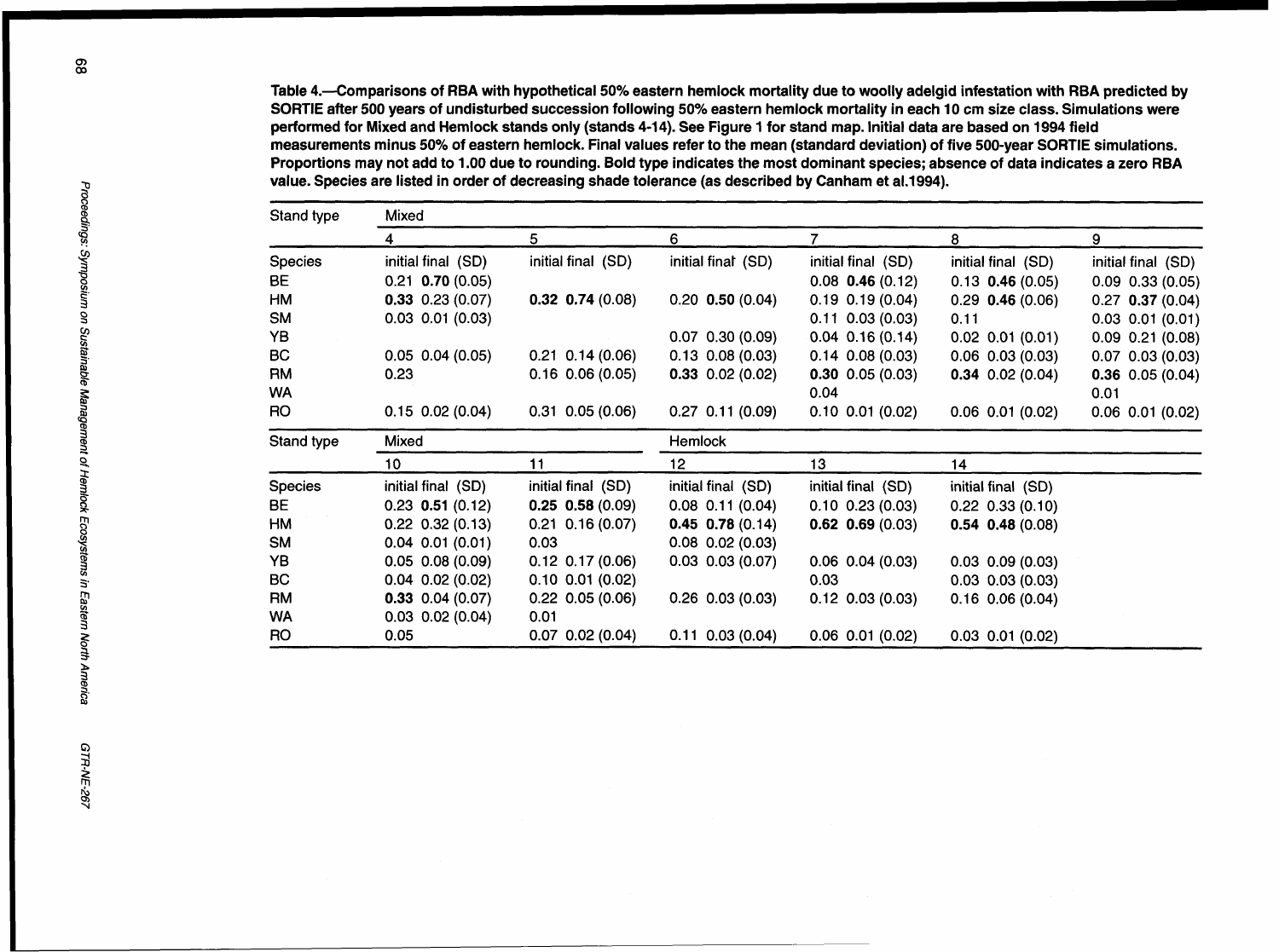**Table 4.—Comparisons of RBA with hypothetical 50% eastern hemlock mortality due to woolly adelgid infestation with RBA predicted by SORTIE after 500 years of undisturbed succession following 50% eastern hemlock mortality in each 10 cm size class. Simulations were performed for Mixed and Hemlock stands only (stands 4-14). See Figure 1 for stand map. Initial data are based on 1994 field measurements minus 50% of eastern hemlock. Final values refer to the mean (standard deviation) of five 500-year SORTIE simulations. Proportions may not add to 1.00 due to rounding. Bold type indicates the most dominant species; absence of data indicates a zero RBA value. Species are listed in order of decreasing shade tolerance (as described by Canham et al.1994).**

| Stand type | Mixed | | | | | |
|---|---|---|---|---|---|---|
| | 4 | 5 | 6 | 7 | 8 | 9 |
| Species | initial final (SD) | initial final (SD) | initial final (SD) | initial final (SD) | initial final (SD) | initial final (SD) |
| BE | 0.21 **0.70** (0.05) | | | 0.08 **0.46** (0.12) | 0.13 **0.46** (0.05) | 0.09 0.33 (0.05) |
| HM | **0.33** 0.23 (0.07) | **0.32** **0.74** (0.08) | 0.20 **0.50** (0.04) | 0.19 0.19 (0.04) | 0.29 **0.46** (0.06) | 0.27 **0.37** (0.04) |
| SM | 0.03 0.01 (0.03) | | | 0.11 0.03 (0.03) | 0.11 | 0.03 0.01 (0.01) |
| YB | | | 0.07 0.30 (0.09) | 0.04 0.16 (0.14) | 0.02 0.01 (0.01) | 0.09 0.21 (0.08) |
| BC | 0.05 0.04 (0.05) | 0.21 0.14 (0.06) | 0.13 0.08 (0.03) | 0.14 0.08 (0.03) | 0.06 0.03 (0.03) | 0.07 0.03 (0.03) |
| RM | 0.23 | 0.16 0.06 (0.05) | **0.33** 0.02 (0.02) | **0.30** 0.05 (0.03) | **0.34** 0.02 (0.04) | **0.36** 0.05 (0.04) |
| WA | | | | 0.04 | | 0.01 |
| RO | 0.15 0.02 (0.04) | 0.31 0.05 (0.06) | 0.27 0.11 (0.09) | 0.10 0.01 (0.02) | 0.06 0.01 (0.02) | 0.06 0.01 (0.02) |

| Stand type | Mixed | | Hemlock | | |
|---|---|---|---|---|---|
| | 10 | 11 | 12 | 13 | 14 |
| Species | initial final (SD) | initial final (SD) | initial final (SD) | initial final (SD) | initial final (SD) |
| BE | 0.23 **0.51** (0.12) | **0.25** **0.58** (0.09) | 0.08 0.11 (0.04) | 0.10 0.23 (0.03) | 0.22 0.33 (0.10) |
| HM | 0.22 0.32 (0.13) | 0.21 0.16 (0.07) | **0.45** **0.78** (0.14) | **0.62** **0.69** (0.03) | **0.54** **0.48** (0.08) |
| SM | 0.04 0.01 (0.01) | 0.03 | 0.08 0.02 (0.03) | | |
| YB | 0.05 0.08 (0.09) | 0.12 0.17 (0.06) | 0.03 0.03 (0.07) | 0.06 0.04 (0.03) | 0.03 0.09 (0.03) |
| BC | 0.04 0.02 (0.02) | 0.10 0.01 (0.02) | | 0.03 | 0.03 0.03 (0.03) |
| RM | **0.33** 0.04 (0.07) | 0.22 0.05 (0.06) | 0.26 0.03 (0.03) | 0.12 0.03 (0.03) | 0.16 0.06 (0.04) |
| WA | 0.03 0.02 (0.04) | 0.01 | | | |
| RO | 0.05 | 0.07 0.02 (0.04) | 0.11 0.03 (0.04) | 0.06 0.01 (0.02) | 0.03 0.01 (0.02) |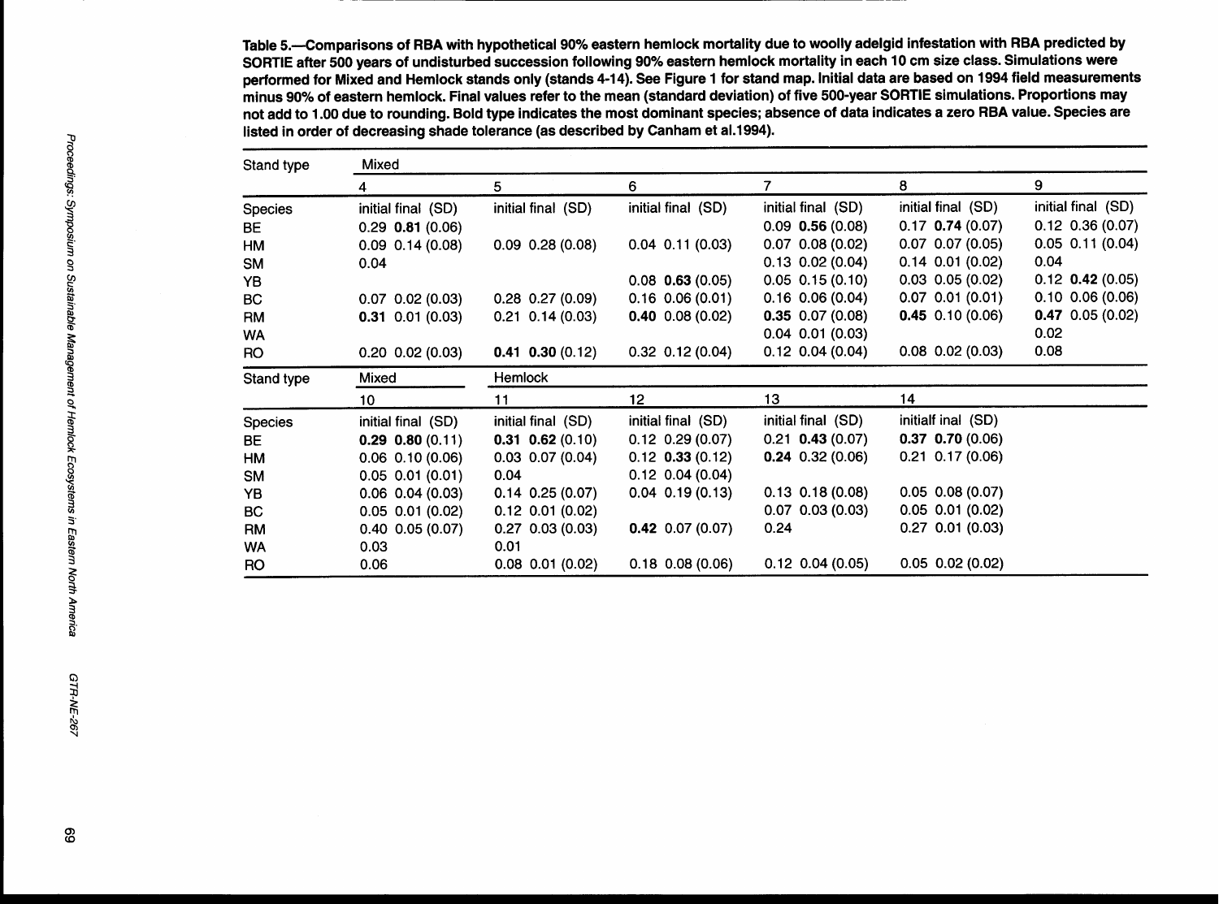**Table 5.—Comparisons of RBA with hypothetical 90% eastern hemlock mortality due to woolly adelgid infestation with RBA predicted by SORTIE after 500 years of undisturbed succession following 90% eastern hemlock mortality in each 10 cm size class. Simulations were performed for Mixed and Hemlock stands only (stands 4-14). See Figure 1 for stand map. Initial data are based on 1994 field measurements minus 90% of eastern hemlock. Final values refer to the mean (standard deviation) of five 500-year SORTIE simulations. Proportions may not add to 1.00 due to rounding. Bold type indicates the most dominant species; absence of data indicates a zero RBA value. Species are listed in order of decreasing shade tolerance (as described by Canham et al.1994).**

| Stand type | Mixed | | | | | |
|---|---|---|---|---|---|---|
| | 4 | 5 | 6 | 7 | 8 | 9 |
| Species | initial final (SD) | initial final (SD) | initial final (SD) | initial final (SD) | initial final (SD) | initial final (SD) |
| BE | 0.29 **0.81** (0.06) | | | 0.09 **0.56** (0.08) | 0.17 **0.74** (0.07) | 0.12 0.36 (0.07) |
| HM | 0.09 0.14 (0.08) | 0.09 0.28 (0.08) | 0.04 0.11 (0.03) | 0.07 0.08 (0.02) | 0.07 0.07 (0.05) | 0.05 0.11 (0.04) |
| SM | 0.04 | | | 0.13 0.02 (0.04) | 0.14 0.01 (0.02) | 0.04 |
| YB | | | 0.08 **0.63** (0.05) | 0.05 0.15 (0.10) | 0.03 0.05 (0.02) | 0.12 **0.42** (0.05) |
| BC | 0.07 0.02 (0.03) | 0.28 0.27 (0.09) | 0.16 0.06 (0.01) | 0.16 0.06 (0.04) | 0.07 0.01 (0.01) | 0.10 0.06 (0.06) |
| RM | **0.31** 0.01 (0.03) | 0.21 0.14 (0.03) | **0.40** 0.08 (0.02) | **0.35** 0.07 (0.08) | **0.45** 0.10 (0.06) | **0.47** 0.05 (0.02) |
| WA | | | | 0.04 0.01 (0.03) | | 0.02 |
| RO | 0.20 0.02 (0.03) | **0.41** **0.30** (0.12) | 0.32 0.12 (0.04) | 0.12 0.04 (0.04) | 0.08 0.02 (0.03) | 0.08 |

| Stand type | Mixed | Hemlock | | | |
|---|---|---|---|---|---|
| | 10 | 11 | 12 | 13 | 14 |
| Species | initial final (SD) | initial final (SD) | initial final (SD) | initial final (SD) | initialf inal (SD) |
| BE | **0.29** **0.80** (0.11) | **0.31** **0.62** (0.10) | 0.12 0.29 (0.07) | 0.21 **0.43** (0.07) | **0.37** **0.70** (0.06) |
| HM | 0.06 0.10 (0.06) | 0.03 0.07 (0.04) | 0.12 **0.33** (0.12) | **0.24** 0.32 (0.06) | 0.21 0.17 (0.06) |
| SM | 0.05 0.01 (0.01) | 0.04 | 0.12 0.04 (0.04) | | |
| YB | 0.06 0.04 (0.03) | 0.14 0.25 (0.07) | 0.04 0.19 (0.13) | 0.13 0.18 (0.08) | 0.05 0.08 (0.07) |
| BC | 0.05 0.01 (0.02) | 0.12 0.01 (0.02) | | 0.07 0.03 (0.03) | 0.05 0.01 (0.02) |
| RM | 0.40 0.05 (0.07) | 0.27 0.03 (0.03) | **0.42** 0.07 (0.07) | 0.24 | 0.27 0.01 (0.03) |
| WA | 0.03 | 0.01 | | | |
| RO | 0.06 | 0.08 0.01 (0.02) | 0.18 0.08 (0.06) | 0.12 0.04 (0.05) | 0.05 0.02 (0.02) |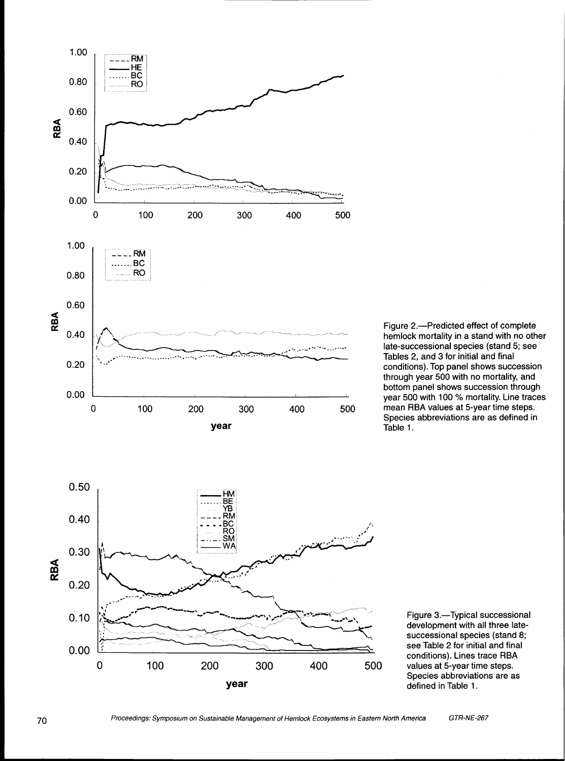Figure 2.—Predicted effect of complete hemlock mortality in a stand with no other late-successional species (stand 5; see Tables 2, and 3 for initial and final conditions). Top panel shows succession through year 500 with no mortality, and bottom panel shows succession through year 500 with 100 % mortality. Line traces mean RBA values at 5-year time steps. Species abbreviations are as defined in Table 1.

Figure 3.—Typical successional development with all three late-successional species (stand 8; see Table 2 for initial and final conditions). Lines trace RBA values at 5-year time steps. Species abbreviations are as defined in Table 1.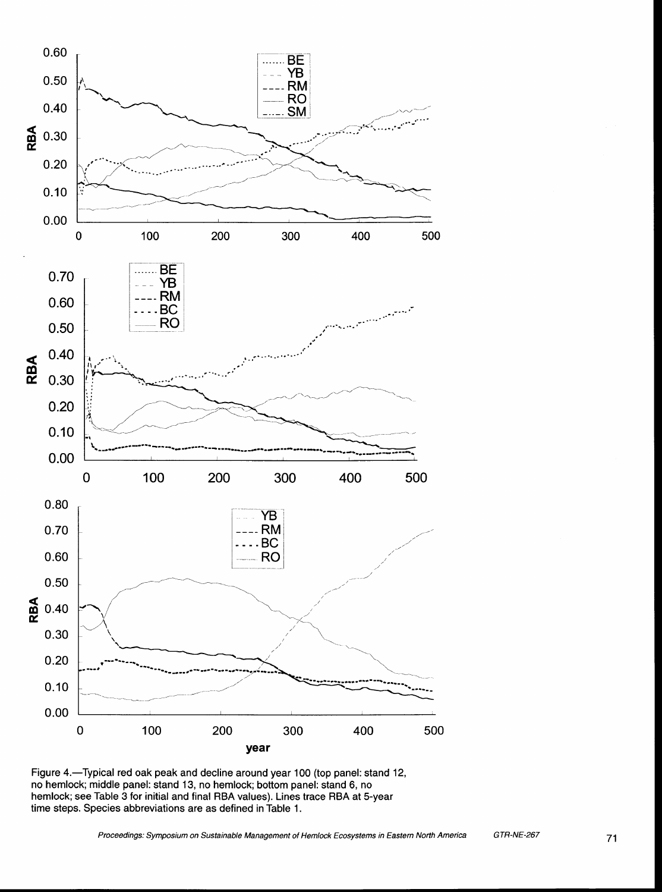Figure 4.—Typical red oak peak and decline around year 100 (top panel: stand 12, no hemlock; middle panel: stand 13, no hemlock; bottom panel: stand 6, no hemlock; see Table 3 for initial and final RBA values). Lines trace RBA at 5-year time steps. Species abbreviations are as defined in Table 1.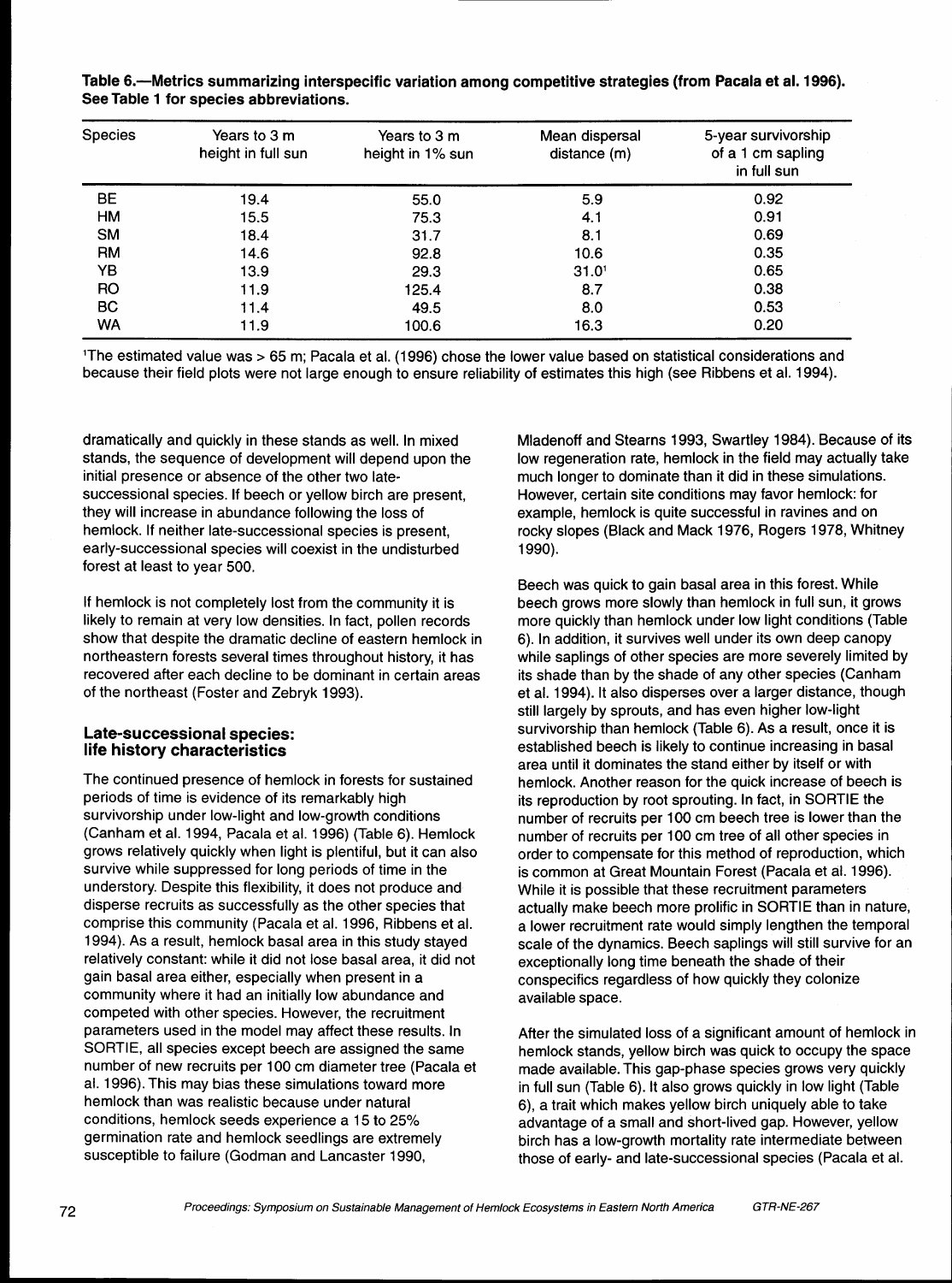**Table 6.—Metrics summarizing interspecific variation among competitive strategies (from Pacala et al. 1996). See Table 1 for species abbreviations.**

| Species | Years to 3 m height in full sun | Years to 3 m height in 1% sun | Mean dispersal distance (m) | 5-year survivorship of a 1 cm sapling in full sun |
|---|---|---|---|---|
| BE | 19.4 | 55.0 | 5.9 | 0.92 |
| HM | 15.5 | 75.3 | 4.1 | 0.91 |
| SM | 18.4 | 31.7 | 8.1 | 0.69 |
| RM | 14.6 | 92.8 | 10.6 | 0.35 |
| YB | 13.9 | 29.3 | 31.0[1] | 0.65 |
| RO | 11.9 | 125.4 | 8.7 | 0.38 |
| BC | 11.4 | 49.5 | 8.0 | 0.53 |
| WA | 11.9 | 100.6 | 16.3 | 0.20 |

[1]The estimated value was > 65 m; Pacala et al. (1996) chose the lower value based on statistical considerations and because their field plots were not large enough to ensure reliability of estimates this high (see Ribbens et al. 1994).

dramatically and quickly in these stands as well. In mixed stands, the sequence of development will depend upon the initial presence or absence of the other two late-successional species. If beech or yellow birch are present, they will increase in abundance following the loss of hemlock. If neither late-successional species is present, early-successional species will coexist in the undisturbed forest at least to year 500.

If hemlock is not completely lost from the community it is likely to remain at very low densities. In fact, pollen records show that despite the dramatic decline of eastern hemlock in northeastern forests several times throughout history, it has recovered after each decline to be dominant in certain areas of the northeast (Foster and Zebryk 1993).

## Late-successional species: life history characteristics

The continued presence of hemlock in forests for sustained periods of time is evidence of its remarkably high survivorship under low-light and low-growth conditions (Canham et al. 1994, Pacala et al. 1996) (Table 6). Hemlock grows relatively quickly when light is plentiful, but it can also survive while suppressed for long periods of time in the understory. Despite this flexibility, it does not produce and disperse recruits as successfully as the other species that comprise this community (Pacala et al. 1996, Ribbens et al. 1994). As a result, hemlock basal area in this study stayed relatively constant: while it did not lose basal area, it did not gain basal area either, especially when present in a community where it had an initially low abundance and competed with other species. However, the recruitment parameters used in the model may affect these results. In SORTIE, all species except beech are assigned the same number of new recruits per 100 cm diameter tree (Pacala et al. 1996). This may bias these simulations toward more hemlock than was realistic because under natural conditions, hemlock seeds experience a 15 to 25% germination rate and hemlock seedlings are extremely susceptible to failure (Godman and Lancaster 1990, Mladenoff and Stearns 1993, Swartley 1984). Because of its low regeneration rate, hemlock in the field may actually take much longer to dominate than it did in these simulations. However, certain site conditions may favor hemlock: for example, hemlock is quite successful in ravines and on rocky slopes (Black and Mack 1976, Rogers 1978, Whitney 1990).

Beech was quick to gain basal area in this forest. While beech grows more slowly than hemlock in full sun, it grows more quickly than hemlock under low light conditions (Table 6). In addition, it survives well under its own deep canopy while saplings of other species are more severely limited by its shade than by the shade of any other species (Canham et al. 1994). It also disperses over a larger distance, though still largely by sprouts, and has even higher low-light survivorship than hemlock (Table 6). As a result, once it is established beech is likely to continue increasing in basal area until it dominates the stand either by itself or with hemlock. Another reason for the quick increase of beech is its reproduction by root sprouting. In fact, in SORTIE the number of recruits per 100 cm beech tree is lower than the number of recruits per 100 cm tree of all other species in order to compensate for this method of reproduction, which is common at Great Mountain Forest (Pacala et al. 1996). While it is possible that these recruitment parameters actually make beech more prolific in SORTIE than in nature, a lower recruitment rate would simply lengthen the temporal scale of the dynamics. Beech saplings will still survive for an exceptionally long time beneath the shade of their conspecifics regardless of how quickly they colonize available space.

After the simulated loss of a significant amount of hemlock in hemlock stands, yellow birch was quick to occupy the space made available. This gap-phase species grows very quickly in full sun (Table 6). It also grows quickly in low light (Table 6), a trait which makes yellow birch uniquely able to take advantage of a small and short-lived gap. However, yellow birch has a low-growth mortality rate intermediate between those of early- and late-successional species (Pacala et al.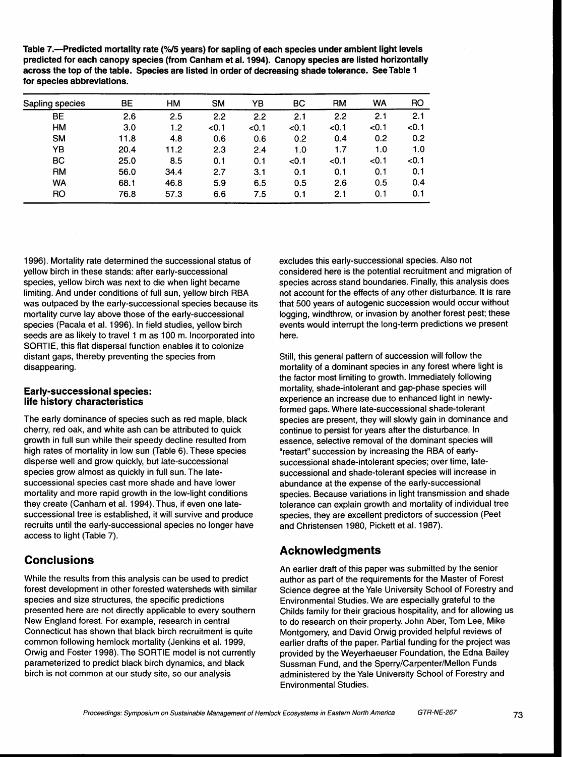**Table 7.—Predicted mortality rate (%/5 years) for sapling of each species under ambient light levels predicted for each canopy species (from Canham et al. 1994). Canopy species are listed horizontally across the top of the table. Species are listed in order of decreasing shade tolerance. See Table 1 for species abbreviations.**

| Sapling species | BE | HM | SM | YB | BC | RM | WA | RO |
|---|---|---|---|---|---|---|---|---|
| BE | 2.6 | 2.5 | 2.2 | 2.2 | 2.1 | 2.2 | 2.1 | 2.1 |
| HM | 3.0 | 1.2 | <0.1 | <0.1 | <0.1 | <0.1 | <0.1 | <0.1 |
| SM | 11.8 | 4.8 | 0.6 | 0.6 | 0.2 | 0.4 | 0.2 | 0.2 |
| YB | 20.4 | 11.2 | 2.3 | 2.4 | 1.0 | 1.7 | 1.0 | 1.0 |
| BC | 25.0 | 8.5 | 0.1 | 0.1 | <0.1 | <0.1 | <0.1 | <0.1 |
| RM | 56.0 | 34.4 | 2.7 | 3.1 | 0.1 | 0.1 | 0.1 | 0.1 |
| WA | 68.1 | 46.8 | 5.9 | 6.5 | 0.5 | 2.6 | 0.5 | 0.4 |
| RO | 76.8 | 57.3 | 6.6 | 7.5 | 0.1 | 2.1 | 0.1 | 0.1 |

1996). Mortality rate determined the successional status of yellow birch in these stands: after early-successional species, yellow birch was next to die when light became limiting. And under conditions of full sun, yellow birch RBA was outpaced by the early-successional species because its mortality curve lay above those of the early-successional species (Pacala et al. 1996). In field studies, yellow birch seeds are as likely to travel 1 m as 100 m. Incorporated into SORTIE, this flat dispersal function enables it to colonize distant gaps, thereby preventing the species from disappearing.

### Early-successional species: life history characteristics

The early dominance of species such as red maple, black cherry, red oak, and white ash can be attributed to quick growth in full sun while their speedy decline resulted from high rates of mortality in low sun (Table 6). These species disperse well and grow quickly, but late-successional species grow almost as quickly in full sun. The late-successional species cast more shade and have lower mortality and more rapid growth in the low-light conditions they create (Canham et al. 1994). Thus, if even one late-successional tree is established, it will survive and produce recruits until the early-successional species no longer have access to light (Table 7).

## Conclusions

While the results from this analysis can be used to predict forest development in other forested watersheds with similar species and size structures, the specific predictions presented here are not directly applicable to every southern New England forest. For example, research in central Connecticut has shown that black birch recruitment is quite common following hemlock mortality (Jenkins et al. 1999, Orwig and Foster 1998). The SORTIE model is not currently parameterized to predict black birch dynamics, and black birch is not common at our study site, so our analysis excludes this early-successional species. Also not considered here is the potential recruitment and migration of species across stand boundaries. Finally, this analysis does not account for the effects of any other disturbance. It is rare that 500 years of autogenic succession would occur without logging, windthrow, or invasion by another forest pest; these events would interrupt the long-term predictions we present here.

Still, this general pattern of succession will follow the mortality of a dominant species in any forest where light is the factor most limiting to growth. Immediately following mortality, shade-intolerant and gap-phase species will experience an increase due to enhanced light in newly-formed gaps. Where late-successional shade-tolerant species are present, they will slowly gain in dominance and continue to persist for years after the disturbance. In essence, selective removal of the dominant species will "restart" succession by increasing the RBA of early-successional shade-intolerant species; over time, late-successional and shade-tolerant species will increase in abundance at the expense of the early-successional species. Because variations in light transmission and shade tolerance can explain growth and mortality of individual tree species, they are excellent predictors of succession (Peet and Christensen 1980, Pickett et al. 1987).

## Acknowledgments

An earlier draft of this paper was submitted by the senior author as part of the requirements for the Master of Forest Science degree at the Yale University School of Forestry and Environmental Studies. We are especially grateful to the Childs family for their gracious hospitality, and for allowing us to do research on their property. John Aber, Tom Lee, Mike Montgomery, and David Orwig provided helpful reviews of earlier drafts of the paper. Partial funding for the project was provided by the Weyerhaeuser Foundation, the Edna Bailey Sussman Fund, and the Sperry/Carpenter/Mellon Funds administered by the Yale University School of Forestry and Environmental Studies.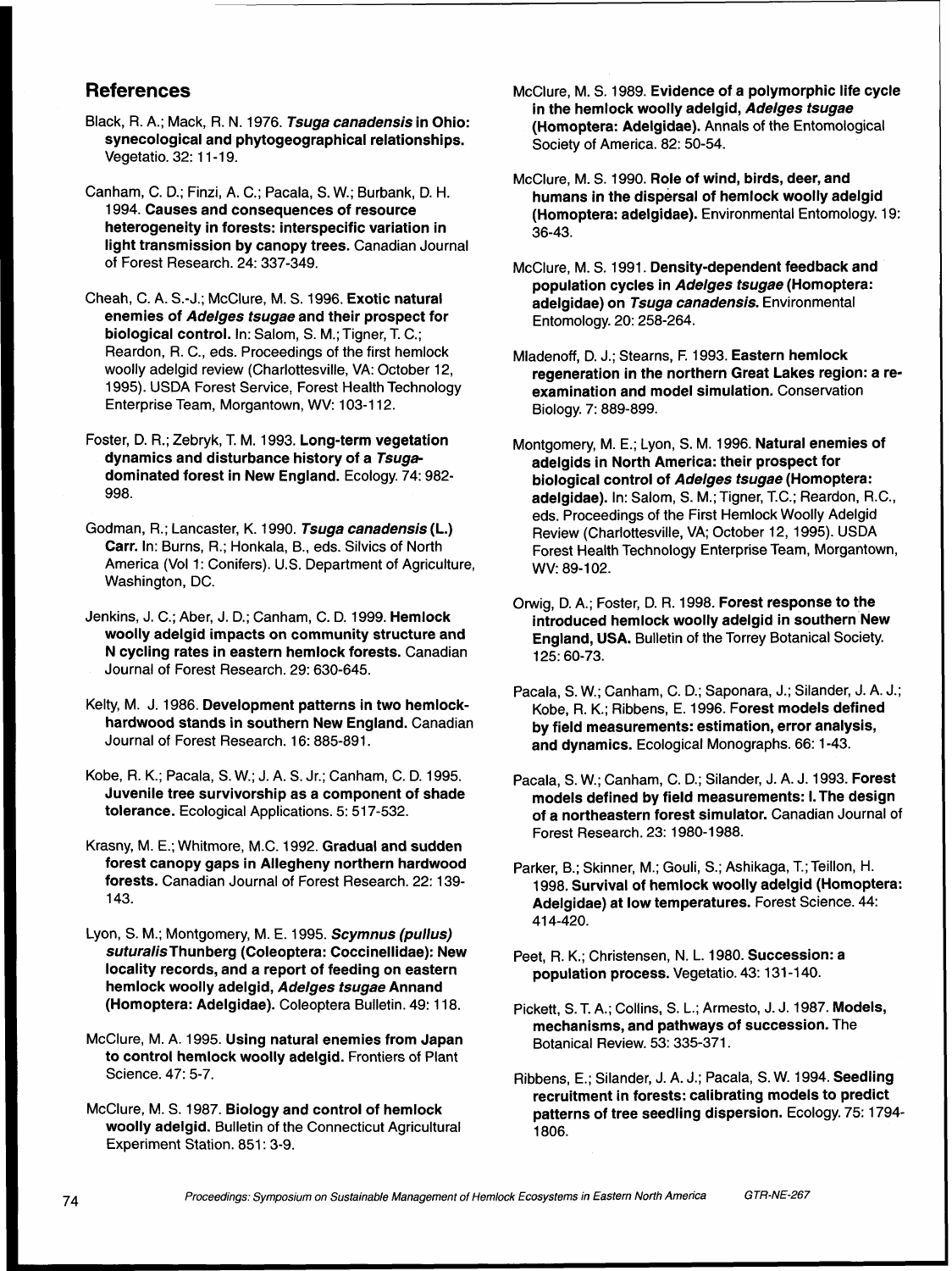## References

Black, R. A.; Mack, R. N. 1976. ***Tsuga canadensis* in Ohio: synecological and phytogeographical relationships.** Vegetatio. 32: 11-19.

Canham, C. D.; Finzi, A. C.; Pacala, S. W.; Burbank, D. H. 1994. **Causes and consequences of resource heterogeneity in forests: interspecific variation in light transmission by canopy trees.** Canadian Journal of Forest Research. 24: 337-349.

Cheah, C. A. S.-J.; McClure, M. S. 1996. **Exotic natural enemies of *Adelges tsugae* and their prospect for biological control.** In: Salom, S. M.; Tigner, T. C.; Reardon, R. C., eds. Proceedings of the first hemlock woolly adelgid review (Charlottesville, VA: October 12, 1995). USDA Forest Service, Forest Health Technology Enterprise Team, Morgantown, WV: 103-112.

Foster, D. R.; Zebryk, T. M. 1993. **Long-term vegetation dynamics and disturbance history of a *Tsuga*-dominated forest in New England.** Ecology. 74: 982-998.

Godman, R.; Lancaster, K. 1990. ***Tsuga canadensis* (L.) Carr.** In: Burns, R.; Honkala, B., eds. Silvics of North America (Vol 1: Conifers). U.S. Department of Agriculture, Washington, DC.

Jenkins, J. C.; Aber, J. D.; Canham, C. D. 1999. **Hemlock woolly adelgid impacts on community structure and N cycling rates in eastern hemlock forests.** Canadian Journal of Forest Research. 29: 630-645.

Kelty, M. J. 1986. **Development patterns in two hemlock-hardwood stands in southern New England.** Canadian Journal of Forest Research. 16: 885-891.

Kobe, R. K.; Pacala, S. W.; J. A. S. Jr.; Canham, C. D. 1995. **Juvenile tree survivorship as a component of shade tolerance.** Ecological Applications. 5: 517-532.

Krasny, M. E.; Whitmore, M.C. 1992. **Gradual and sudden forest canopy gaps in Allegheny northern hardwood forests.** Canadian Journal of Forest Research. 22: 139-143.

Lyon, S. M.; Montgomery, M. E. 1995. ***Scymnus (pullus) suturalis* Thunberg (Coleoptera: Coccinellidae): New locality records, and a report of feeding on eastern hemlock woolly adelgid, *Adelges tsugae* Annand (Homoptera: Adelgidae).** Coleoptera Bulletin. 49: 118.

McClure, M. A. 1995. **Using natural enemies from Japan to control hemlock woolly adelgid.** Frontiers of Plant Science. 47: 5-7.

McClure, M. S. 1987. **Biology and control of hemlock woolly adelgid.** Bulletin of the Connecticut Agricultural Experiment Station. 851: 3-9.

McClure, M. S. 1989. **Evidence of a polymorphic life cycle in the hemlock woolly adelgid, *Adelges tsugae* (Homoptera: Adelgidae).** Annals of the Entomological Society of America. 82: 50-54.

McClure, M. S. 1990. **Role of wind, birds, deer, and humans in the dispersal of hemlock woolly adelgid (Homoptera: adelgidae).** Environmental Entomology. 19: 36-43.

McClure, M. S. 1991. **Density-dependent feedback and population cycles in *Adelges tsugae* (Homoptera: adelgidae) on *Tsuga canadensis*.** Environmental Entomology. 20: 258-264.

Mladenoff, D. J.; Stearns, F. 1993. **Eastern hemlock regeneration in the northern Great Lakes region: a re-examination and model simulation.** Conservation Biology. 7: 889-899.

Montgomery, M. E.; Lyon, S. M. 1996. **Natural enemies of adelgids in North America: their prospect for biological control of *Adelges tsugae* (Homoptera: adelgidae).** In: Salom, S. M.; Tigner, T.C.; Reardon, R.C., eds. Proceedings of the First Hemlock Woolly Adelgid Review (Charlottesville, VA; October 12, 1995). USDA Forest Health Technology Enterprise Team, Morgantown, WV: 89-102.

Orwig, D. A.; Foster, D. R. 1998. **Forest response to the introduced hemlock woolly adelgid in southern New England, USA.** Bulletin of the Torrey Botanical Society. 125: 60-73.

Pacala, S. W.; Canham, C. D.; Saponara, J.; Silander, J. A. J.; Kobe, R. K.; Ribbens, E. 1996. **Forest models defined by field measurements: estimation, error analysis, and dynamics.** Ecological Monographs. 66: 1-43.

Pacala, S. W.; Canham, C. D.; Silander, J. A. J. 1993. **Forest models defined by field measurements: I. The design of a northeastern forest simulator.** Canadian Journal of Forest Research. 23: 1980-1988.

Parker, B.; Skinner, M.; Gouli, S.; Ashikaga, T.; Teillon, H. 1998. **Survival of hemlock woolly adelgid (Homoptera: Adelgidae) at low temperatures.** Forest Science. 44: 414-420.

Peet, R. K.; Christensen, N. L. 1980. **Succession: a population process.** Vegetatio. 43: 131-140.

Pickett, S. T. A.; Collins, S. L.; Armesto, J. J. 1987. **Models, mechanisms, and pathways of succession.** The Botanical Review. 53: 335-371.

Ribbens, E.; Silander, J. A. J.; Pacala, S. W. 1994. **Seedling recruitment in forests: calibrating models to predict patterns of tree seedling dispersion.** Ecology. 75: 1794-1806.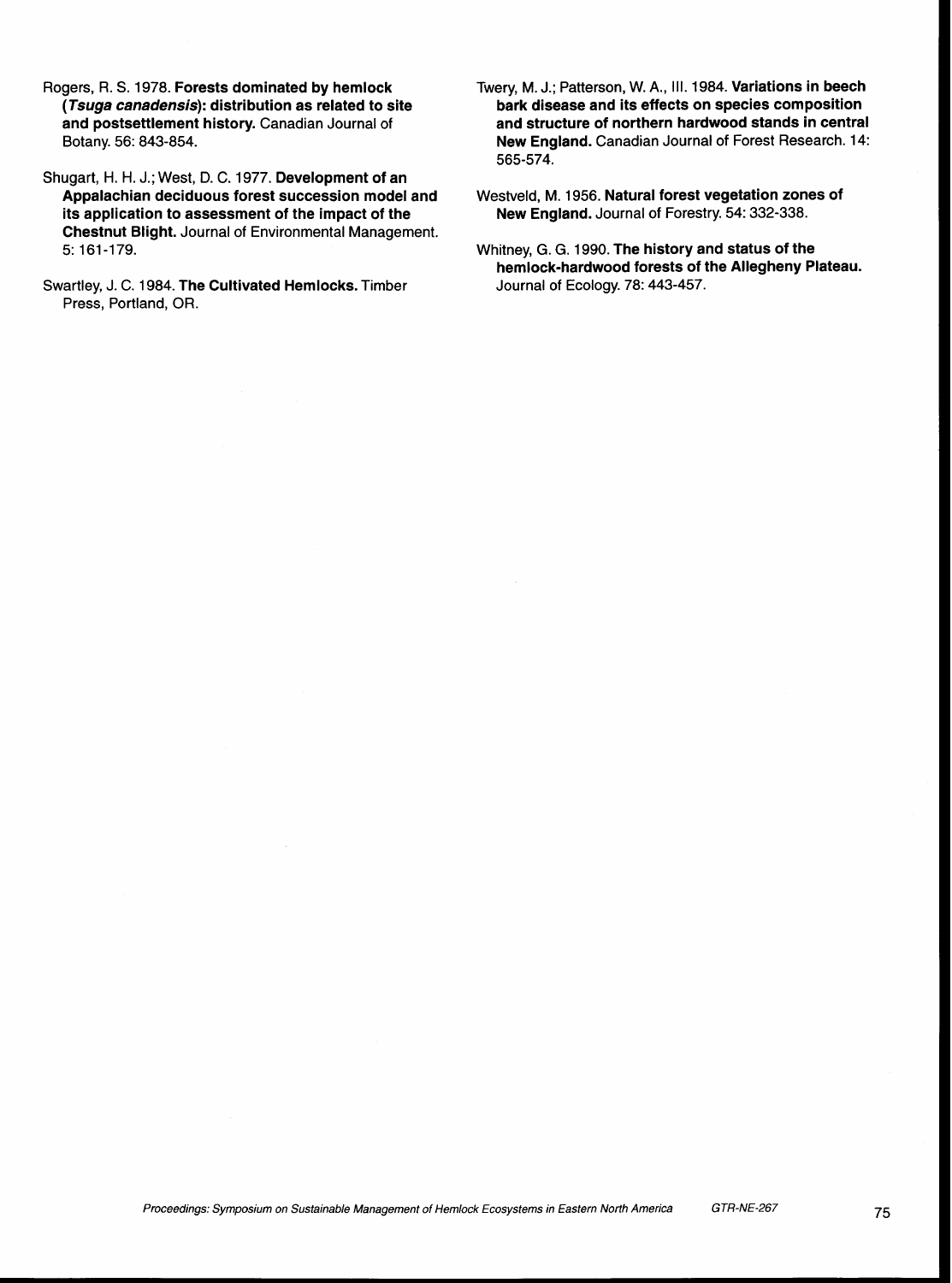Rogers, R. S. 1978. **Forests dominated by hemlock (*Tsuga canadensis*): distribution as related to site and postsettlement history.** Canadian Journal of Botany. 56: 843-854.

Shugart, H. H. J.; West, D. C. 1977. **Development of an Appalachian deciduous forest succession model and its application to assessment of the impact of the Chestnut Blight.** Journal of Environmental Management. 5: 161-179.

Swartley, J. C. 1984. **The Cultivated Hemlocks.** Timber Press, Portland, OR.

Twery, M. J.; Patterson, W. A., III. 1984. **Variations in beech bark disease and its effects on species composition and structure of northern hardwood stands in central New England.** Canadian Journal of Forest Research. 14: 565-574.

Westveld, M. 1956. **Natural forest vegetation zones of New England.** Journal of Forestry. 54: 332-338.

Whitney, G. G. 1990. **The history and status of the hemlock-hardwood forests of the Allegheny Plateau.** Journal of Ecology. 78: 443-457.